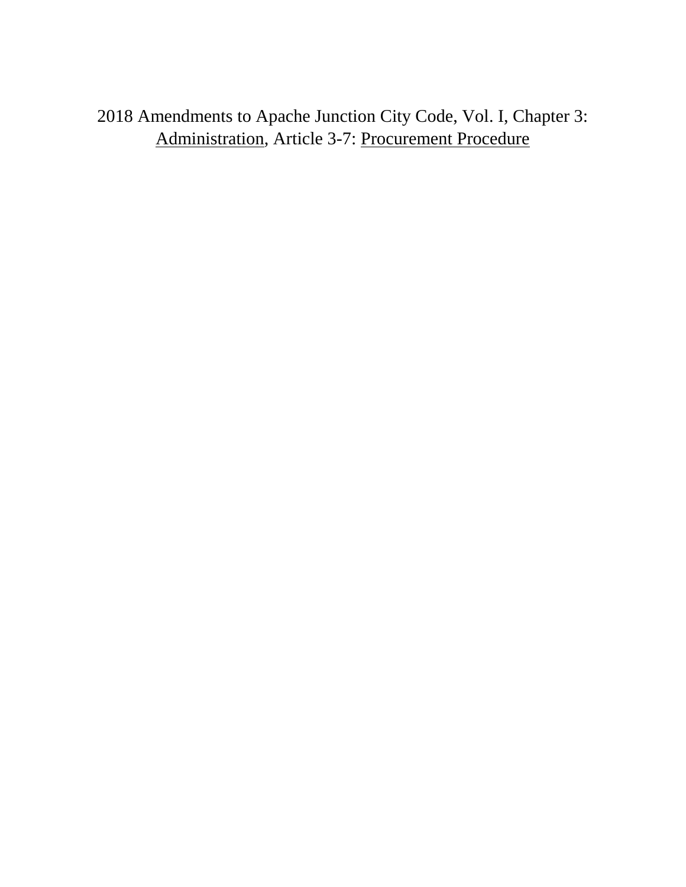2018 Amendments to Apache Junction City Code, Vol. I, Chapter 3: <u>Administration</u>, Article 3-7: <u>Procurement Procedure</u>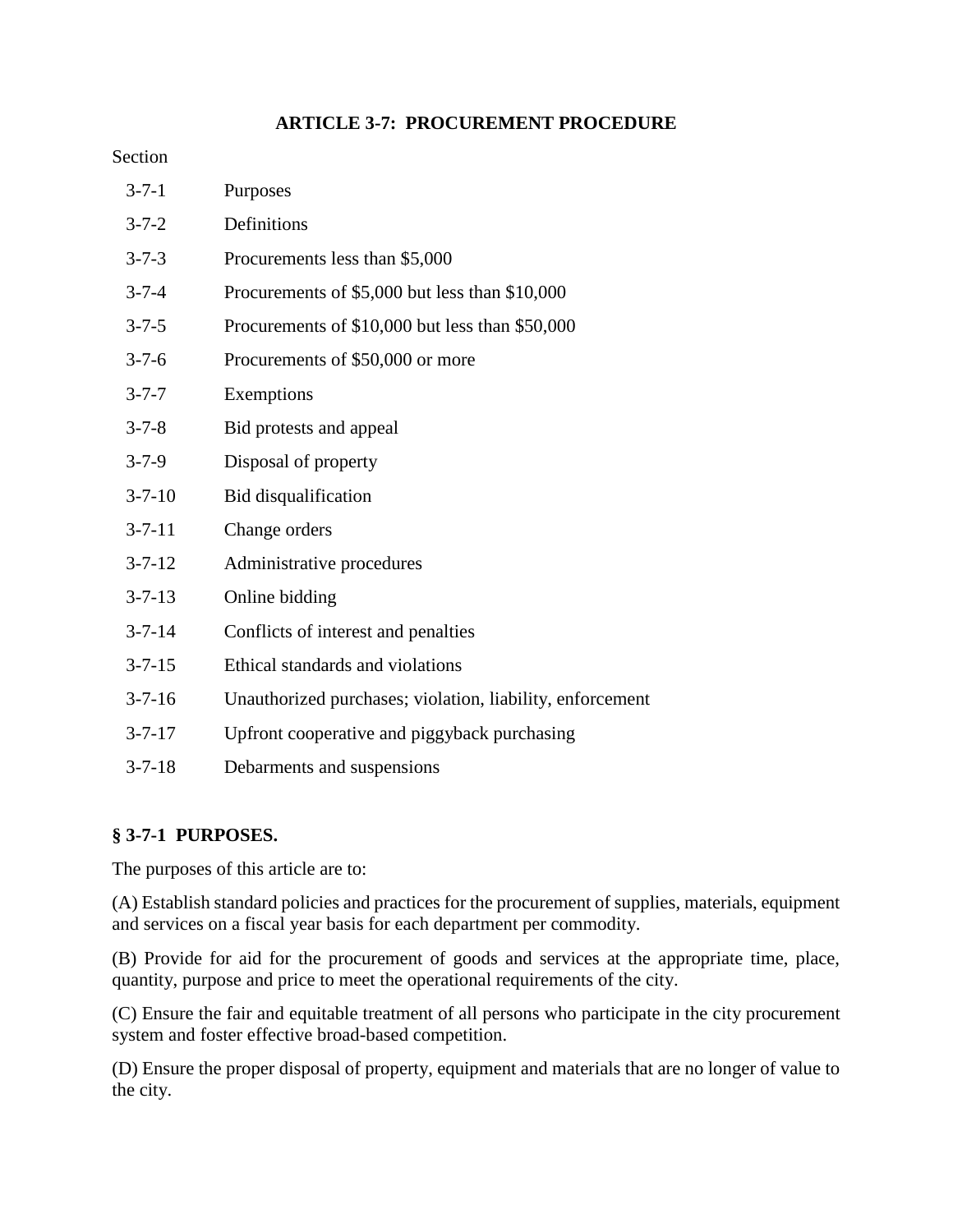## ARTICLE 3-7: PROCUREMENT PROCEDURE

Section

| | |
|---|---|
| 3-7-1 | Purposes |
| 3-7-2 | Definitions |
| 3-7-3 | Procurements less than $5,000 |
| 3-7-4 | Procurements of $5,000 but less than $10,000 |
| 3-7-5 | Procurements of $10,000 but less than $50,000 |
| 3-7-6 | Procurements of $50,000 or more |
| 3-7-7 | Exemptions |
| 3-7-8 | Bid protests and appeal |
| 3-7-9 | Disposal of property |
| 3-7-10 | Bid disqualification |
| 3-7-11 | Change orders |
| 3-7-12 | Administrative procedures |
| 3-7-13 | Online bidding |
| 3-7-14 | Conflicts of interest and penalties |
| 3-7-15 | Ethical standards and violations |
| 3-7-16 | Unauthorized purchases; violation, liability, enforcement |
| 3-7-17 | Upfront cooperative and piggyback purchasing |
| 3-7-18 | Debarments and suspensions |

### § 3-7-1 PURPOSES.

The purposes of this article are to:

(A) Establish standard policies and practices for the procurement of supplies, materials, equipment and services on a fiscal year basis for each department per commodity.

(B) Provide for aid for the procurement of goods and services at the appropriate time, place, quantity, purpose and price to meet the operational requirements of the city.

(C) Ensure the fair and equitable treatment of all persons who participate in the city procurement system and foster effective broad-based competition.

(D) Ensure the proper disposal of property, equipment and materials that are no longer of value to the city.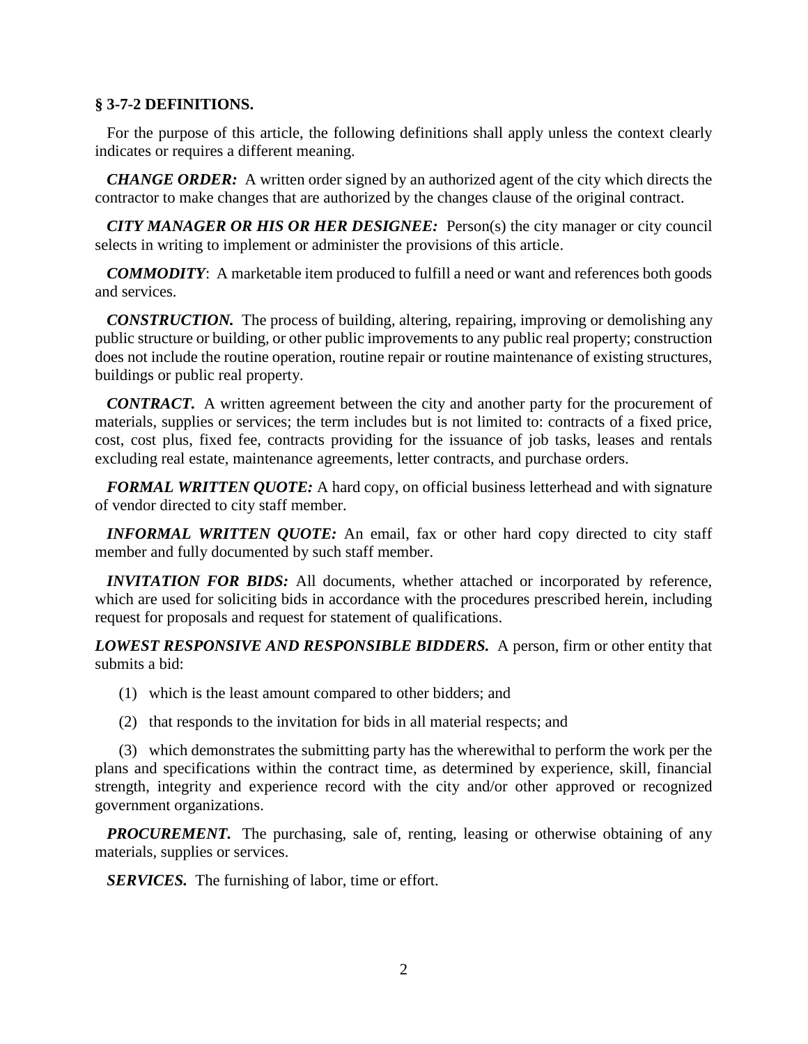## § 3-7-2 DEFINITIONS.

For the purpose of this article, the following definitions shall apply unless the context clearly indicates or requires a different meaning.

***CHANGE ORDER:*** A written order signed by an authorized agent of the city which directs the contractor to make changes that are authorized by the changes clause of the original contract.

***CITY MANAGER OR HIS OR HER DESIGNEE:*** Person(s) the city manager or city council selects in writing to implement or administer the provisions of this article.

***COMMODITY***: A marketable item produced to fulfill a need or want and references both goods and services.

***CONSTRUCTION.*** The process of building, altering, repairing, improving or demolishing any public structure or building, or other public improvements to any public real property; construction does not include the routine operation, routine repair or routine maintenance of existing structures, buildings or public real property.

***CONTRACT.*** A written agreement between the city and another party for the procurement of materials, supplies or services; the term includes but is not limited to: contracts of a fixed price, cost, cost plus, fixed fee, contracts providing for the issuance of job tasks, leases and rentals excluding real estate, maintenance agreements, letter contracts, and purchase orders.

***FORMAL WRITTEN QUOTE:*** A hard copy, on official business letterhead and with signature of vendor directed to city staff member.

***INFORMAL WRITTEN QUOTE:*** An email, fax or other hard copy directed to city staff member and fully documented by such staff member.

***INVITATION FOR BIDS:*** All documents, whether attached or incorporated by reference, which are used for soliciting bids in accordance with the procedures prescribed herein, including request for proposals and request for statement of qualifications.

***LOWEST RESPONSIVE AND RESPONSIBLE BIDDERS.*** A person, firm or other entity that submits a bid:

(1) which is the least amount compared to other bidders; and

(2) that responds to the invitation for bids in all material respects; and

(3) which demonstrates the submitting party has the wherewithal to perform the work per the plans and specifications within the contract time, as determined by experience, skill, financial strength, integrity and experience record with the city and/or other approved or recognized government organizations.

***PROCUREMENT.*** The purchasing, sale of, renting, leasing or otherwise obtaining of any materials, supplies or services.

***SERVICES.*** The furnishing of labor, time or effort.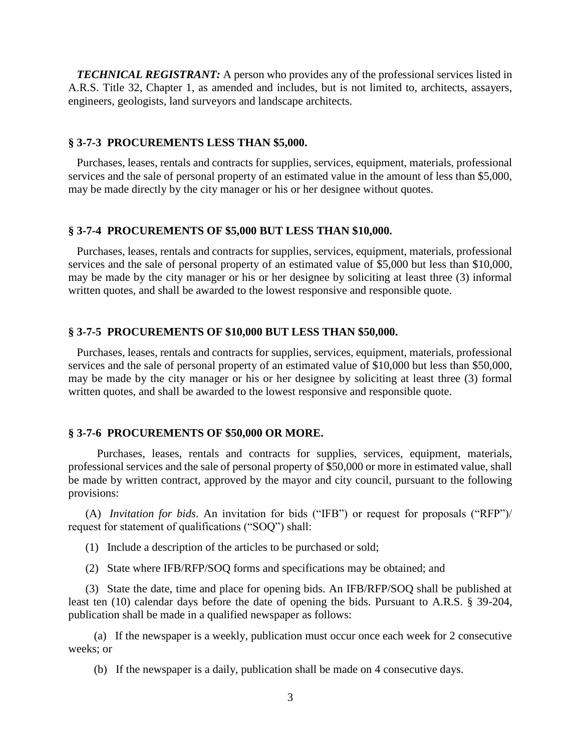***TECHNICAL REGISTRANT:*** A person who provides any of the professional services listed in A.R.S. Title 32, Chapter 1, as amended and includes, but is not limited to, architects, assayers, engineers, geologists, land surveyors and landscape architects.

### § 3-7-3 PROCUREMENTS LESS THAN $5,000.

Purchases, leases, rentals and contracts for supplies, services, equipment, materials, professional services and the sale of personal property of an estimated value in the amount of less than $5,000, may be made directly by the city manager or his or her designee without quotes.

### § 3-7-4 PROCUREMENTS OF $5,000 BUT LESS THAN $10,000.

Purchases, leases, rentals and contracts for supplies, services, equipment, materials, professional services and the sale of personal property of an estimated value of $5,000 but less than $10,000, may be made by the city manager or his or her designee by soliciting at least three (3) informal written quotes, and shall be awarded to the lowest responsive and responsible quote.

### § 3-7-5 PROCUREMENTS OF $10,000 BUT LESS THAN $50,000.

Purchases, leases, rentals and contracts for supplies, services, equipment, materials, professional services and the sale of personal property of an estimated value of $10,000 but less than $50,000, may be made by the city manager or his or her designee by soliciting at least three (3) formal written quotes, and shall be awarded to the lowest responsive and responsible quote.

### § 3-7-6 PROCUREMENTS OF $50,000 OR MORE.

Purchases, leases, rentals and contracts for supplies, services, equipment, materials, professional services and the sale of personal property of $50,000 or more in estimated value, shall be made by written contract, approved by the mayor and city council, pursuant to the following provisions:

(A) *Invitation for bids*. An invitation for bids ("IFB") or request for proposals ("RFP")/ request for statement of qualifications ("SOQ") shall:

(1) Include a description of the articles to be purchased or sold;

(2) State where IFB/RFP/SOQ forms and specifications may be obtained; and

(3) State the date, time and place for opening bids. An IFB/RFP/SOQ shall be published at least ten (10) calendar days before the date of opening the bids. Pursuant to A.R.S. § 39-204, publication shall be made in a qualified newspaper as follows:

(a) If the newspaper is a weekly, publication must occur once each week for 2 consecutive weeks; or

(b) If the newspaper is a daily, publication shall be made on 4 consecutive days.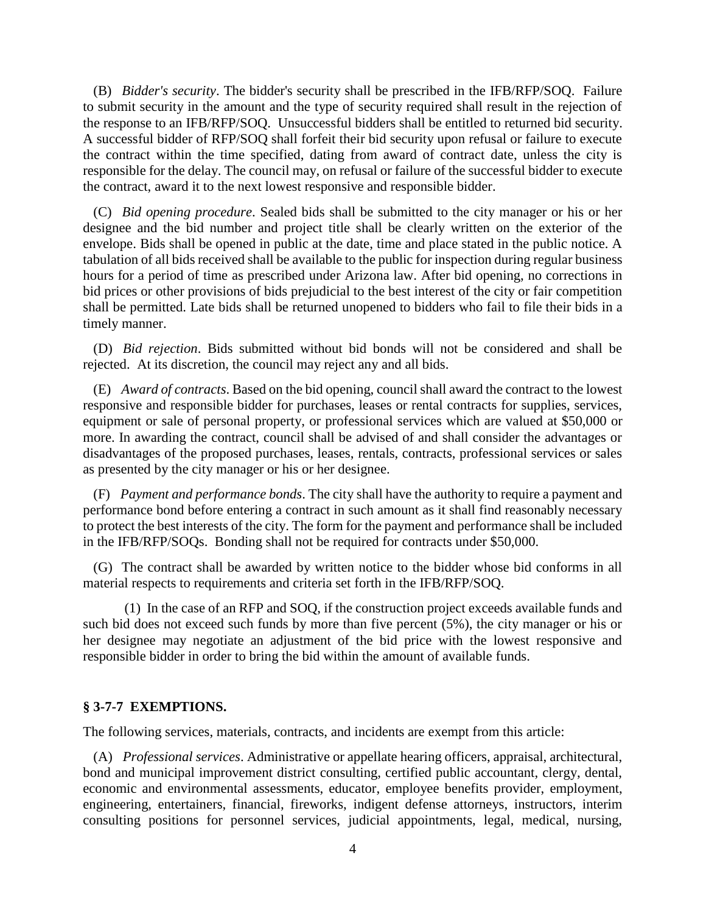(B) *Bidder's security*. The bidder's security shall be prescribed in the IFB/RFP/SOQ. Failure to submit security in the amount and the type of security required shall result in the rejection of the response to an IFB/RFP/SOQ. Unsuccessful bidders shall be entitled to returned bid security. A successful bidder of RFP/SOQ shall forfeit their bid security upon refusal or failure to execute the contract within the time specified, dating from award of contract date, unless the city is responsible for the delay. The council may, on refusal or failure of the successful bidder to execute the contract, award it to the next lowest responsive and responsible bidder.

(C) *Bid opening procedure*. Sealed bids shall be submitted to the city manager or his or her designee and the bid number and project title shall be clearly written on the exterior of the envelope. Bids shall be opened in public at the date, time and place stated in the public notice. A tabulation of all bids received shall be available to the public for inspection during regular business hours for a period of time as prescribed under Arizona law. After bid opening, no corrections in bid prices or other provisions of bids prejudicial to the best interest of the city or fair competition shall be permitted. Late bids shall be returned unopened to bidders who fail to file their bids in a timely manner.

(D) *Bid rejection*. Bids submitted without bid bonds will not be considered and shall be rejected. At its discretion, the council may reject any and all bids.

(E) *Award of contracts*. Based on the bid opening, council shall award the contract to the lowest responsive and responsible bidder for purchases, leases or rental contracts for supplies, services, equipment or sale of personal property, or professional services which are valued at $50,000 or more. In awarding the contract, council shall be advised of and shall consider the advantages or disadvantages of the proposed purchases, leases, rentals, contracts, professional services or sales as presented by the city manager or his or her designee.

(F) *Payment and performance bonds*. The city shall have the authority to require a payment and performance bond before entering a contract in such amount as it shall find reasonably necessary to protect the best interests of the city. The form for the payment and performance shall be included in the IFB/RFP/SOQs. Bonding shall not be required for contracts under $50,000.

(G) The contract shall be awarded by written notice to the bidder whose bid conforms in all material respects to requirements and criteria set forth in the IFB/RFP/SOQ.

(1) In the case of an RFP and SOQ, if the construction project exceeds available funds and such bid does not exceed such funds by more than five percent (5%), the city manager or his or her designee may negotiate an adjustment of the bid price with the lowest responsive and responsible bidder in order to bring the bid within the amount of available funds.

### § 3-7-7 EXEMPTIONS.

The following services, materials, contracts, and incidents are exempt from this article:

(A) *Professional services*. Administrative or appellate hearing officers, appraisal, architectural, bond and municipal improvement district consulting, certified public accountant, clergy, dental, economic and environmental assessments, educator, employee benefits provider, employment, engineering, entertainers, financial, fireworks, indigent defense attorneys, instructors, interim consulting positions for personnel services, judicial appointments, legal, medical, nursing,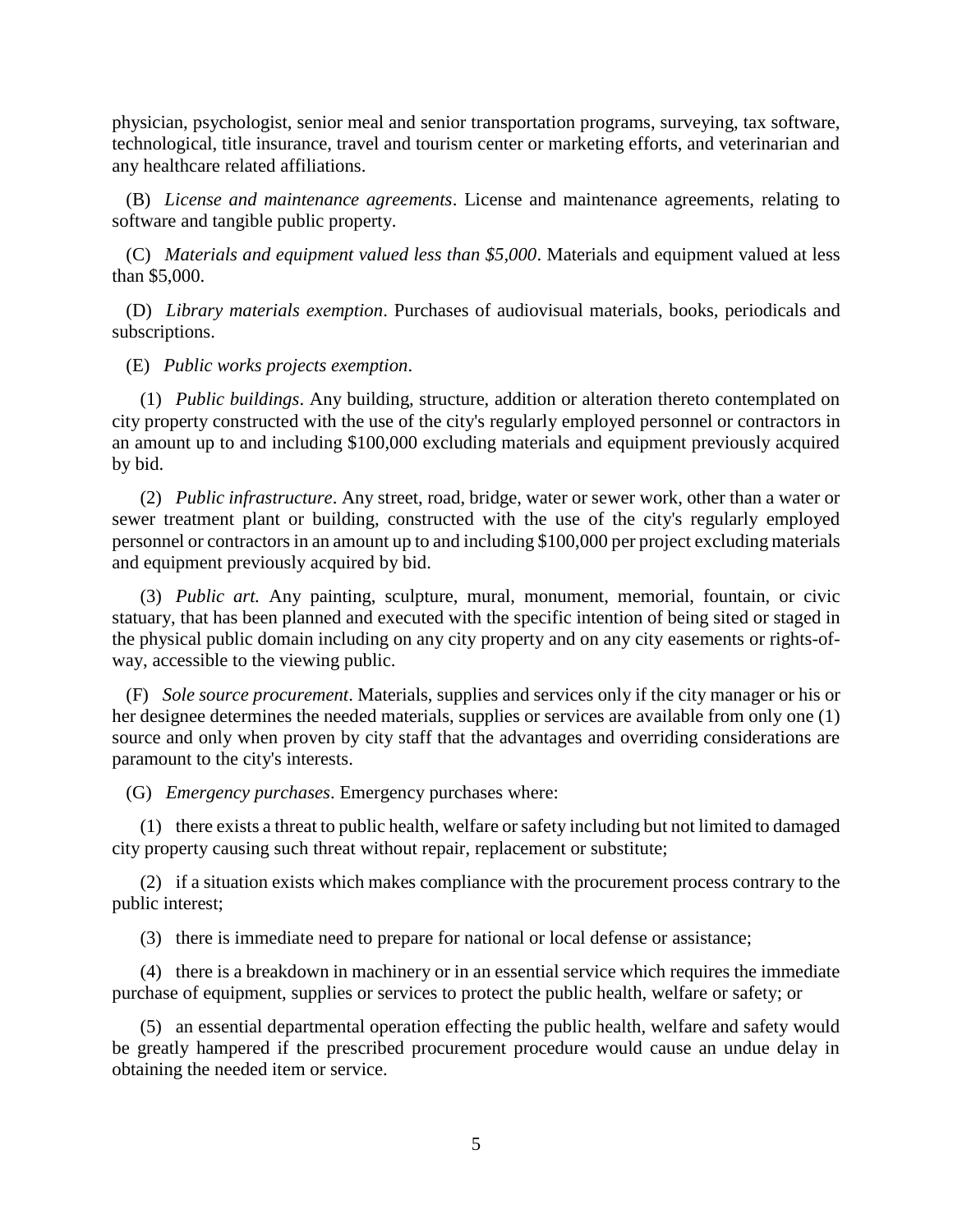physician, psychologist, senior meal and senior transportation programs, surveying, tax software, technological, title insurance, travel and tourism center or marketing efforts, and veterinarian and any healthcare related affiliations.

(B) *License and maintenance agreements*. License and maintenance agreements, relating to software and tangible public property.

(C) *Materials and equipment valued less than $5,000*. Materials and equipment valued at less than $5,000.

(D) *Library materials exemption*. Purchases of audiovisual materials, books, periodicals and subscriptions.

(E) *Public works projects exemption*.

(1) *Public buildings*. Any building, structure, addition or alteration thereto contemplated on city property constructed with the use of the city's regularly employed personnel or contractors in an amount up to and including $100,000 excluding materials and equipment previously acquired by bid.

(2) *Public infrastructure*. Any street, road, bridge, water or sewer work, other than a water or sewer treatment plant or building, constructed with the use of the city's regularly employed personnel or contractors in an amount up to and including $100,000 per project excluding materials and equipment previously acquired by bid.

(3) *Public art.* Any painting, sculpture, mural, monument, memorial, fountain, or civic statuary, that has been planned and executed with the specific intention of being sited or staged in the physical public domain including on any city property and on any city easements or rights-of-way, accessible to the viewing public.

(F) *Sole source procurement*. Materials, supplies and services only if the city manager or his or her designee determines the needed materials, supplies or services are available from only one (1) source and only when proven by city staff that the advantages and overriding considerations are paramount to the city's interests.

(G) *Emergency purchases*. Emergency purchases where:

(1) there exists a threat to public health, welfare or safety including but not limited to damaged city property causing such threat without repair, replacement or substitute;

(2) if a situation exists which makes compliance with the procurement process contrary to the public interest;

(3) there is immediate need to prepare for national or local defense or assistance;

(4) there is a breakdown in machinery or in an essential service which requires the immediate purchase of equipment, supplies or services to protect the public health, welfare or safety; or

(5) an essential departmental operation effecting the public health, welfare and safety would be greatly hampered if the prescribed procurement procedure would cause an undue delay in obtaining the needed item or service.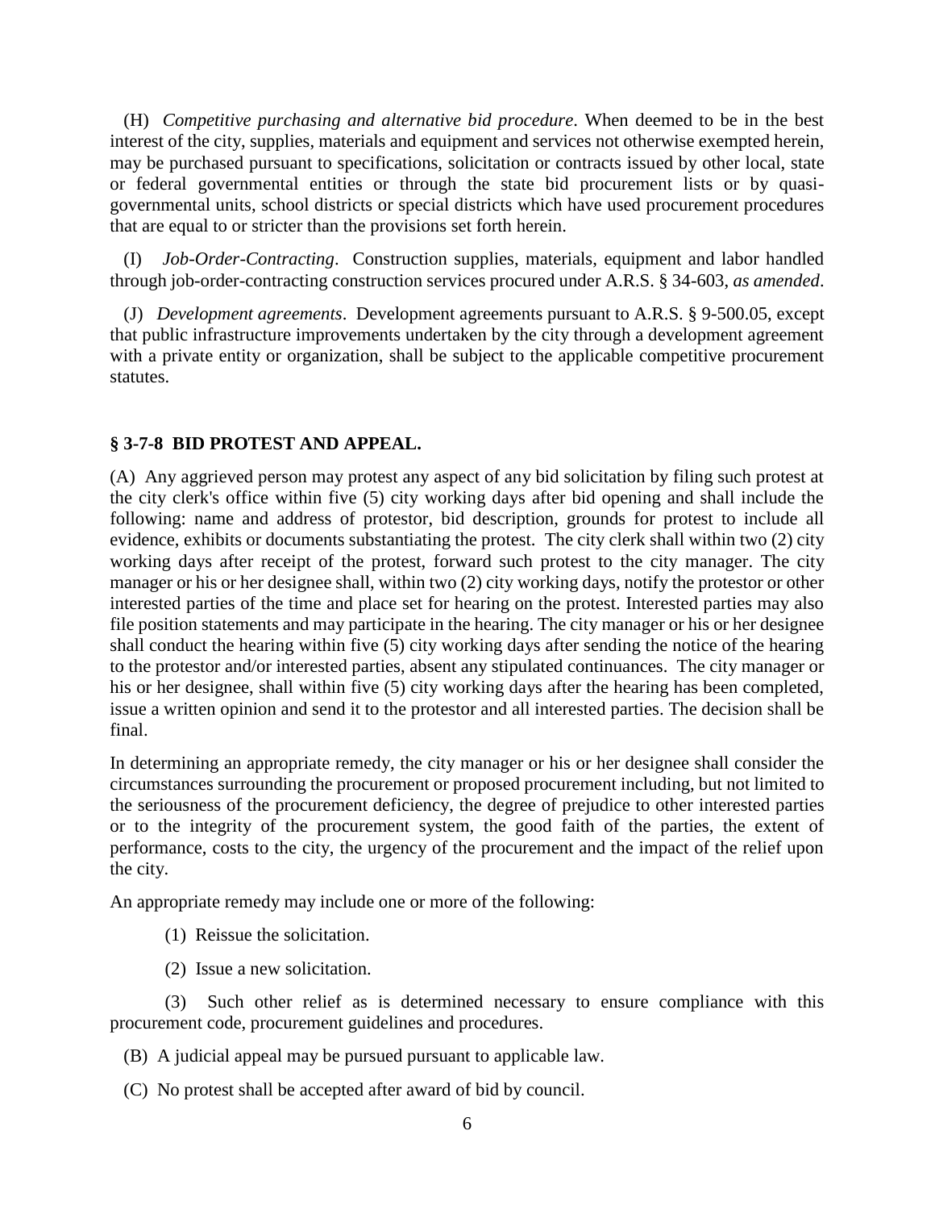(H) *Competitive purchasing and alternative bid procedure*. When deemed to be in the best interest of the city, supplies, materials and equipment and services not otherwise exempted herein, may be purchased pursuant to specifications, solicitation or contracts issued by other local, state or federal governmental entities or through the state bid procurement lists or by quasi-governmental units, school districts or special districts which have used procurement procedures that are equal to or stricter than the provisions set forth herein.

(I) *Job-Order-Contracting*. Construction supplies, materials, equipment and labor handled through job-order-contracting construction services procured under A.R.S. § 34-603, *as amended*.

(J) *Development agreements*. Development agreements pursuant to A.R.S. § 9-500.05, except that public infrastructure improvements undertaken by the city through a development agreement with a private entity or organization, shall be subject to the applicable competitive procurement statutes.

### § 3-7-8 BID PROTEST AND APPEAL.

(A) Any aggrieved person may protest any aspect of any bid solicitation by filing such protest at the city clerk's office within five (5) city working days after bid opening and shall include the following: name and address of protestor, bid description, grounds for protest to include all evidence, exhibits or documents substantiating the protest. The city clerk shall within two (2) city working days after receipt of the protest, forward such protest to the city manager. The city manager or his or her designee shall, within two (2) city working days, notify the protestor or other interested parties of the time and place set for hearing on the protest. Interested parties may also file position statements and may participate in the hearing. The city manager or his or her designee shall conduct the hearing within five (5) city working days after sending the notice of the hearing to the protestor and/or interested parties, absent any stipulated continuances. The city manager or his or her designee, shall within five (5) city working days after the hearing has been completed, issue a written opinion and send it to the protestor and all interested parties. The decision shall be final.

In determining an appropriate remedy, the city manager or his or her designee shall consider the circumstances surrounding the procurement or proposed procurement including, but not limited to the seriousness of the procurement deficiency, the degree of prejudice to other interested parties or to the integrity of the procurement system, the good faith of the parties, the extent of performance, costs to the city, the urgency of the procurement and the impact of the relief upon the city.

An appropriate remedy may include one or more of the following:

(1) Reissue the solicitation.

(2) Issue a new solicitation.

(3) Such other relief as is determined necessary to ensure compliance with this procurement code, procurement guidelines and procedures.

(B) A judicial appeal may be pursued pursuant to applicable law.

(C) No protest shall be accepted after award of bid by council.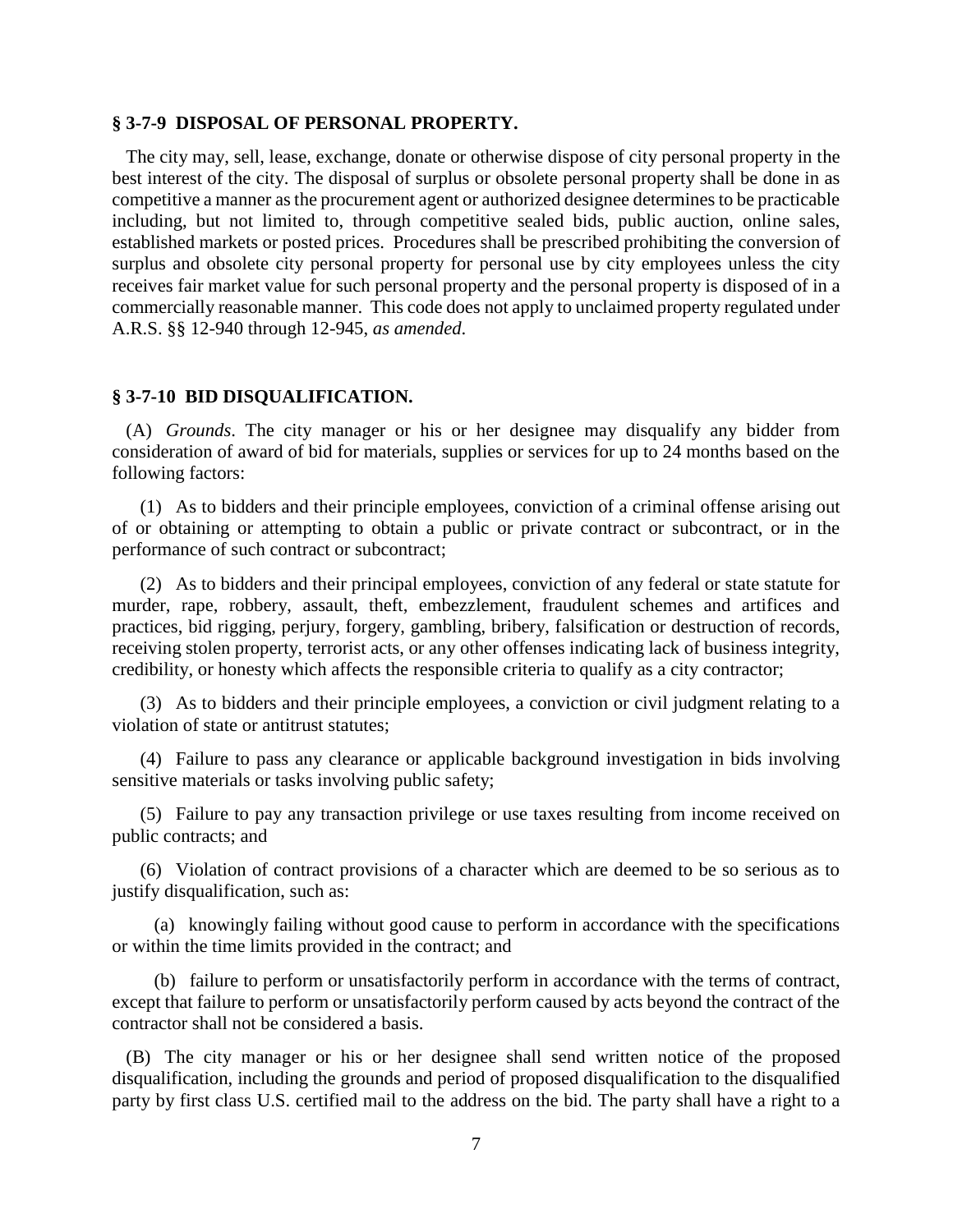### § 3-7-9 DISPOSAL OF PERSONAL PROPERTY.

The city may, sell, lease, exchange, donate or otherwise dispose of city personal property in the best interest of the city. The disposal of surplus or obsolete personal property shall be done in as competitive a manner as the procurement agent or authorized designee determines to be practicable including, but not limited to, through competitive sealed bids, public auction, online sales, established markets or posted prices. Procedures shall be prescribed prohibiting the conversion of surplus and obsolete city personal property for personal use by city employees unless the city receives fair market value for such personal property and the personal property is disposed of in a commercially reasonable manner. This code does not apply to unclaimed property regulated under A.R.S. §§ 12-940 through 12-945, *as amended*.

### § 3-7-10 BID DISQUALIFICATION.

(A) *Grounds*. The city manager or his or her designee may disqualify any bidder from consideration of award of bid for materials, supplies or services for up to 24 months based on the following factors:

(1) As to bidders and their principle employees, conviction of a criminal offense arising out of or obtaining or attempting to obtain a public or private contract or subcontract, or in the performance of such contract or subcontract;

(2) As to bidders and their principal employees, conviction of any federal or state statute for murder, rape, robbery, assault, theft, embezzlement, fraudulent schemes and artifices and practices, bid rigging, perjury, forgery, gambling, bribery, falsification or destruction of records, receiving stolen property, terrorist acts, or any other offenses indicating lack of business integrity, credibility, or honesty which affects the responsible criteria to qualify as a city contractor;

(3) As to bidders and their principle employees, a conviction or civil judgment relating to a violation of state or antitrust statutes;

(4) Failure to pass any clearance or applicable background investigation in bids involving sensitive materials or tasks involving public safety;

(5) Failure to pay any transaction privilege or use taxes resulting from income received on public contracts; and

(6) Violation of contract provisions of a character which are deemed to be so serious as to justify disqualification, such as:

(a) knowingly failing without good cause to perform in accordance with the specifications or within the time limits provided in the contract; and

(b) failure to perform or unsatisfactorily perform in accordance with the terms of contract, except that failure to perform or unsatisfactorily perform caused by acts beyond the contract of the contractor shall not be considered a basis.

(B) The city manager or his or her designee shall send written notice of the proposed disqualification, including the grounds and period of proposed disqualification to the disqualified party by first class U.S. certified mail to the address on the bid. The party shall have a right to a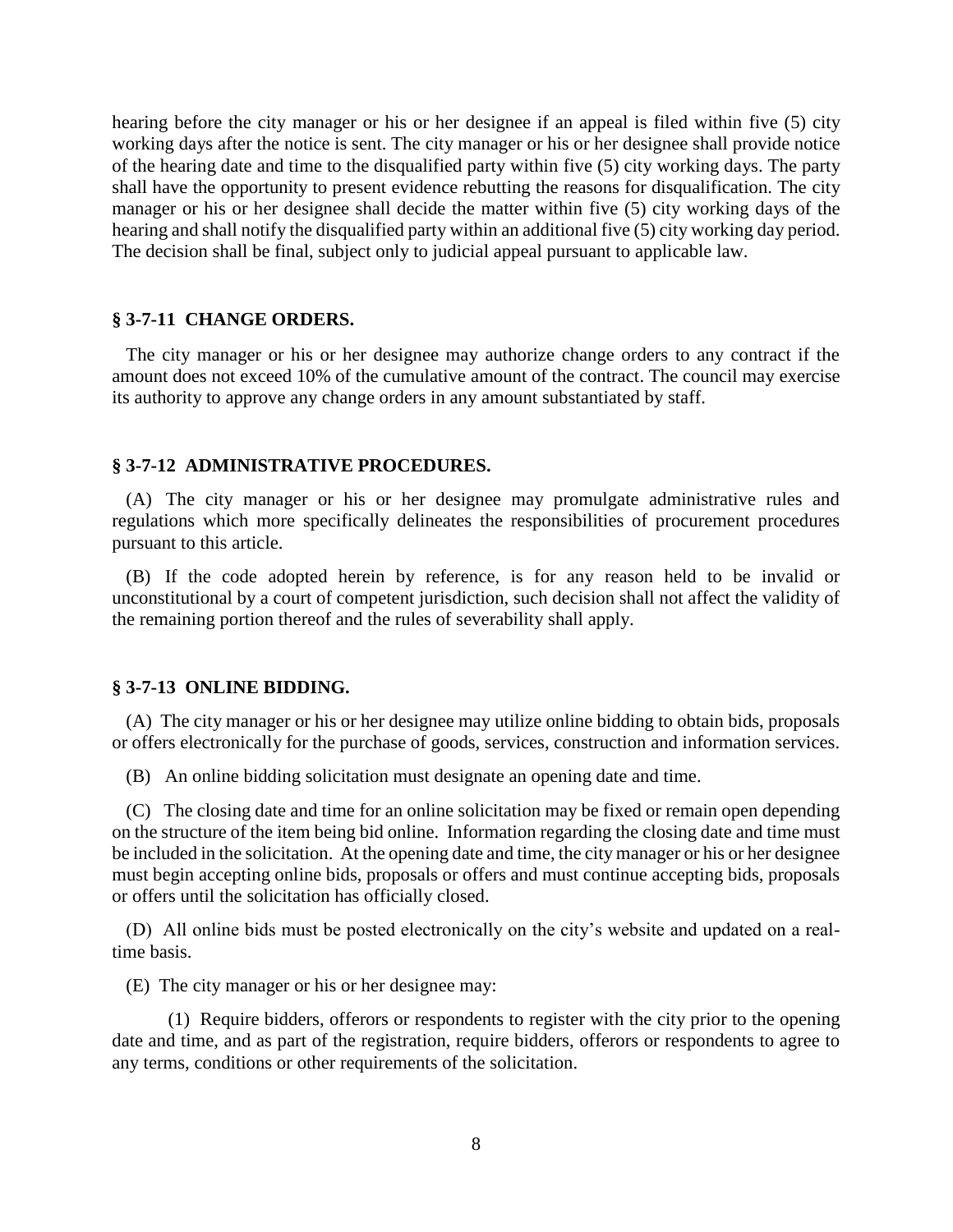hearing before the city manager or his or her designee if an appeal is filed within five (5) city working days after the notice is sent. The city manager or his or her designee shall provide notice of the hearing date and time to the disqualified party within five (5) city working days. The party shall have the opportunity to present evidence rebutting the reasons for disqualification. The city manager or his or her designee shall decide the matter within five (5) city working days of the hearing and shall notify the disqualified party within an additional five (5) city working day period. The decision shall be final, subject only to judicial appeal pursuant to applicable law.

### § 3-7-11 CHANGE ORDERS.

The city manager or his or her designee may authorize change orders to any contract if the amount does not exceed 10% of the cumulative amount of the contract. The council may exercise its authority to approve any change orders in any amount substantiated by staff.

### § 3-7-12 ADMINISTRATIVE PROCEDURES.

(A) The city manager or his or her designee may promulgate administrative rules and regulations which more specifically delineates the responsibilities of procurement procedures pursuant to this article.

(B) If the code adopted herein by reference, is for any reason held to be invalid or unconstitutional by a court of competent jurisdiction, such decision shall not affect the validity of the remaining portion thereof and the rules of severability shall apply.

### § 3-7-13 ONLINE BIDDING.

(A) The city manager or his or her designee may utilize online bidding to obtain bids, proposals or offers electronically for the purchase of goods, services, construction and information services.

(B) An online bidding solicitation must designate an opening date and time.

(C) The closing date and time for an online solicitation may be fixed or remain open depending on the structure of the item being bid online. Information regarding the closing date and time must be included in the solicitation. At the opening date and time, the city manager or his or her designee must begin accepting online bids, proposals or offers and must continue accepting bids, proposals or offers until the solicitation has officially closed.

(D) All online bids must be posted electronically on the city's website and updated on a real-time basis.

(E) The city manager or his or her designee may:

(1) Require bidders, offerors or respondents to register with the city prior to the opening date and time, and as part of the registration, require bidders, offerors or respondents to agree to any terms, conditions or other requirements of the solicitation.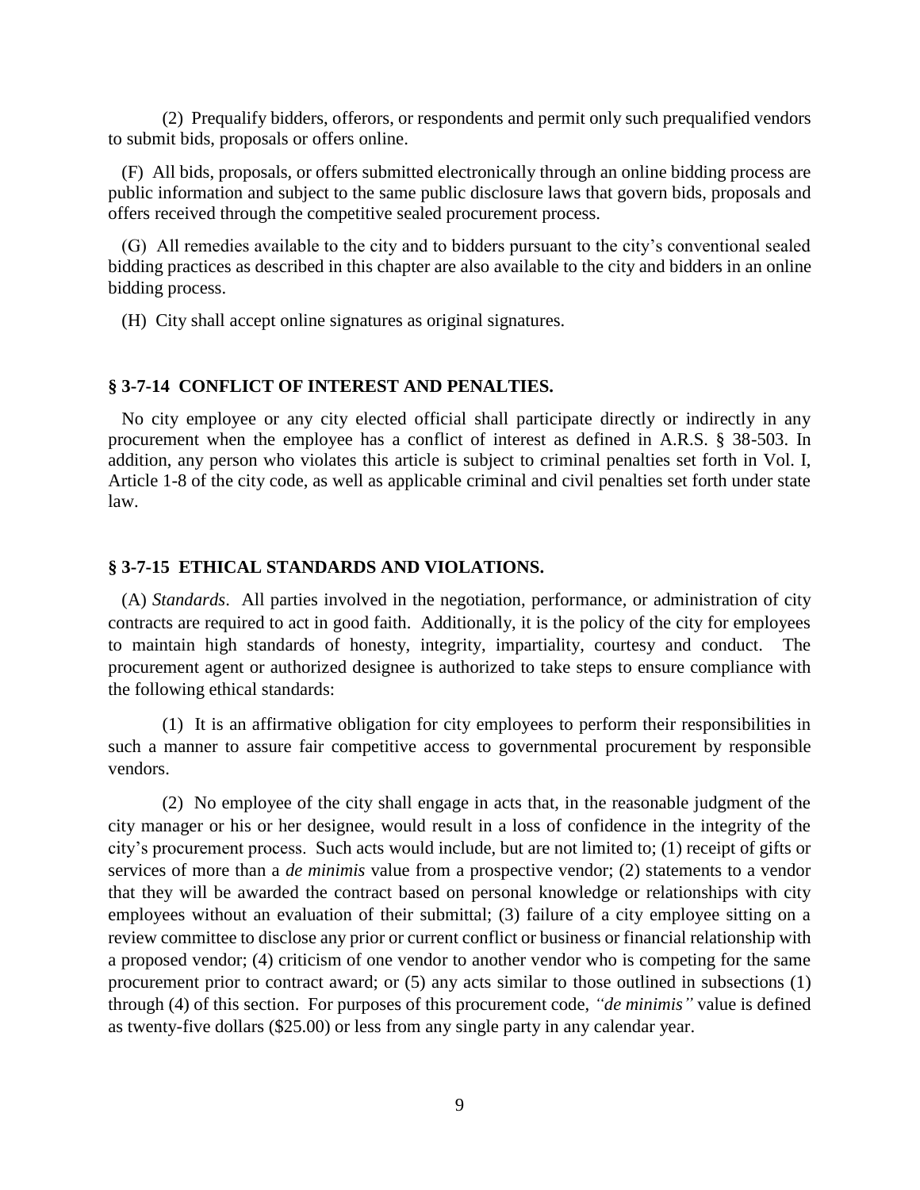(2) Prequalify bidders, offerors, or respondents and permit only such prequalified vendors to submit bids, proposals or offers online.

(F) All bids, proposals, or offers submitted electronically through an online bidding process are public information and subject to the same public disclosure laws that govern bids, proposals and offers received through the competitive sealed procurement process.

(G) All remedies available to the city and to bidders pursuant to the city's conventional sealed bidding practices as described in this chapter are also available to the city and bidders in an online bidding process.

(H) City shall accept online signatures as original signatures.

### § 3-7-14 CONFLICT OF INTEREST AND PENALTIES.

No city employee or any city elected official shall participate directly or indirectly in any procurement when the employee has a conflict of interest as defined in A.R.S. § 38-503. In addition, any person who violates this article is subject to criminal penalties set forth in Vol. I, Article 1-8 of the city code, as well as applicable criminal and civil penalties set forth under state law.

### § 3-7-15 ETHICAL STANDARDS AND VIOLATIONS.

(A) *Standards*. All parties involved in the negotiation, performance, or administration of city contracts are required to act in good faith. Additionally, it is the policy of the city for employees to maintain high standards of honesty, integrity, impartiality, courtesy and conduct. The procurement agent or authorized designee is authorized to take steps to ensure compliance with the following ethical standards:

(1) It is an affirmative obligation for city employees to perform their responsibilities in such a manner to assure fair competitive access to governmental procurement by responsible vendors.

(2) No employee of the city shall engage in acts that, in the reasonable judgment of the city manager or his or her designee, would result in a loss of confidence in the integrity of the city's procurement process. Such acts would include, but are not limited to; (1) receipt of gifts or services of more than a *de minimis* value from a prospective vendor; (2) statements to a vendor that they will be awarded the contract based on personal knowledge or relationships with city employees without an evaluation of their submittal; (3) failure of a city employee sitting on a review committee to disclose any prior or current conflict or business or financial relationship with a proposed vendor; (4) criticism of one vendor to another vendor who is competing for the same procurement prior to contract award; or (5) any acts similar to those outlined in subsections (1) through (4) of this section. For purposes of this procurement code, *"de minimis"* value is defined as twenty-five dollars ($25.00) or less from any single party in any calendar year.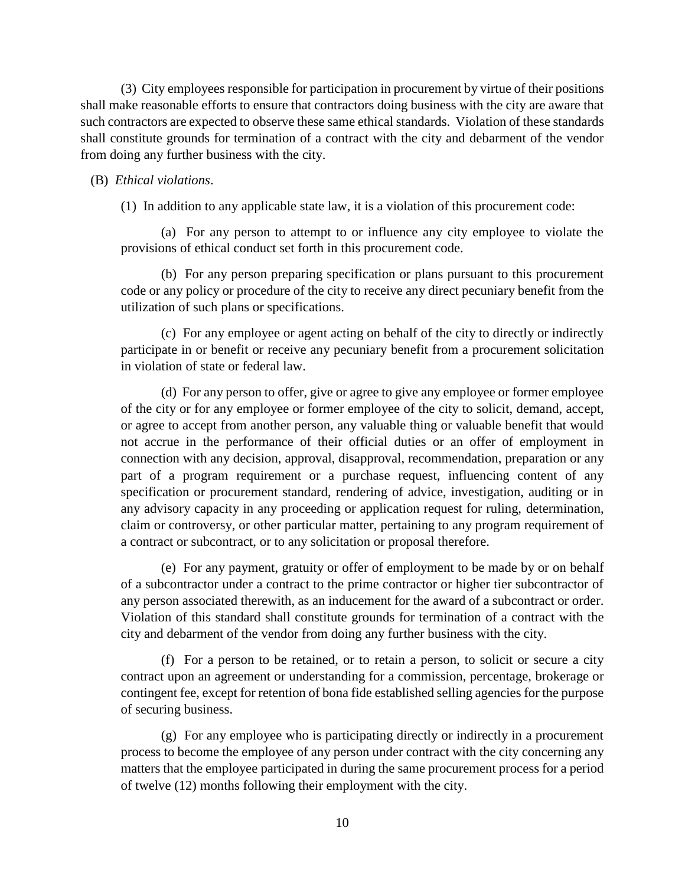(3) City employees responsible for participation in procurement by virtue of their positions shall make reasonable efforts to ensure that contractors doing business with the city are aware that such contractors are expected to observe these same ethical standards. Violation of these standards shall constitute grounds for termination of a contract with the city and debarment of the vendor from doing any further business with the city.

(B) *Ethical violations*.

(1) In addition to any applicable state law, it is a violation of this procurement code:

(a) For any person to attempt to or influence any city employee to violate the provisions of ethical conduct set forth in this procurement code.

(b) For any person preparing specification or plans pursuant to this procurement code or any policy or procedure of the city to receive any direct pecuniary benefit from the utilization of such plans or specifications.

(c) For any employee or agent acting on behalf of the city to directly or indirectly participate in or benefit or receive any pecuniary benefit from a procurement solicitation in violation of state or federal law.

(d) For any person to offer, give or agree to give any employee or former employee of the city or for any employee or former employee of the city to solicit, demand, accept, or agree to accept from another person, any valuable thing or valuable benefit that would not accrue in the performance of their official duties or an offer of employment in connection with any decision, approval, disapproval, recommendation, preparation or any part of a program requirement or a purchase request, influencing content of any specification or procurement standard, rendering of advice, investigation, auditing or in any advisory capacity in any proceeding or application request for ruling, determination, claim or controversy, or other particular matter, pertaining to any program requirement of a contract or subcontract, or to any solicitation or proposal therefore.

(e) For any payment, gratuity or offer of employment to be made by or on behalf of a subcontractor under a contract to the prime contractor or higher tier subcontractor of any person associated therewith, as an inducement for the award of a subcontract or order. Violation of this standard shall constitute grounds for termination of a contract with the city and debarment of the vendor from doing any further business with the city.

(f) For a person to be retained, or to retain a person, to solicit or secure a city contract upon an agreement or understanding for a commission, percentage, brokerage or contingent fee, except for retention of bona fide established selling agencies for the purpose of securing business.

(g) For any employee who is participating directly or indirectly in a procurement process to become the employee of any person under contract with the city concerning any matters that the employee participated in during the same procurement process for a period of twelve (12) months following their employment with the city.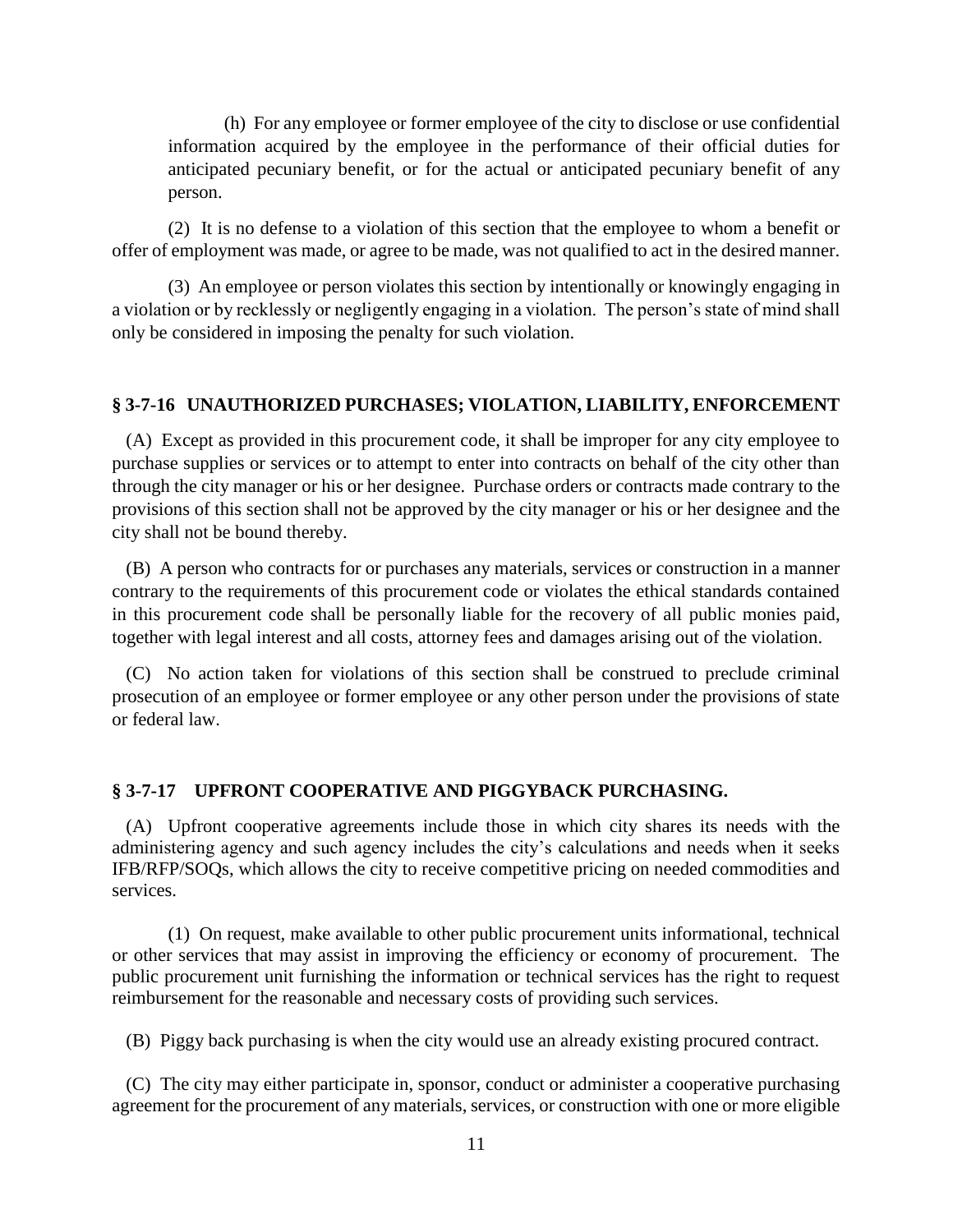(h) For any employee or former employee of the city to disclose or use confidential information acquired by the employee in the performance of their official duties for anticipated pecuniary benefit, or for the actual or anticipated pecuniary benefit of any person.

(2) It is no defense to a violation of this section that the employee to whom a benefit or offer of employment was made, or agree to be made, was not qualified to act in the desired manner.

(3) An employee or person violates this section by intentionally or knowingly engaging in a violation or by recklessly or negligently engaging in a violation. The person's state of mind shall only be considered in imposing the penalty for such violation.

**§ 3-7-16 UNAUTHORIZED PURCHASES; VIOLATION, LIABILITY, ENFORCEMENT**

(A) Except as provided in this procurement code, it shall be improper for any city employee to purchase supplies or services or to attempt to enter into contracts on behalf of the city other than through the city manager or his or her designee. Purchase orders or contracts made contrary to the provisions of this section shall not be approved by the city manager or his or her designee and the city shall not be bound thereby.

(B) A person who contracts for or purchases any materials, services or construction in a manner contrary to the requirements of this procurement code or violates the ethical standards contained in this procurement code shall be personally liable for the recovery of all public monies paid, together with legal interest and all costs, attorney fees and damages arising out of the violation.

(C) No action taken for violations of this section shall be construed to preclude criminal prosecution of an employee or former employee or any other person under the provisions of state or federal law.

**§ 3-7-17 UPFRONT COOPERATIVE AND PIGGYBACK PURCHASING.**

(A) Upfront cooperative agreements include those in which city shares its needs with the administering agency and such agency includes the city's calculations and needs when it seeks IFB/RFP/SOQs, which allows the city to receive competitive pricing on needed commodities and services.

(1) On request, make available to other public procurement units informational, technical or other services that may assist in improving the efficiency or economy of procurement. The public procurement unit furnishing the information or technical services has the right to request reimbursement for the reasonable and necessary costs of providing such services.

(B) Piggy back purchasing is when the city would use an already existing procured contract.

(C) The city may either participate in, sponsor, conduct or administer a cooperative purchasing agreement for the procurement of any materials, services, or construction with one or more eligible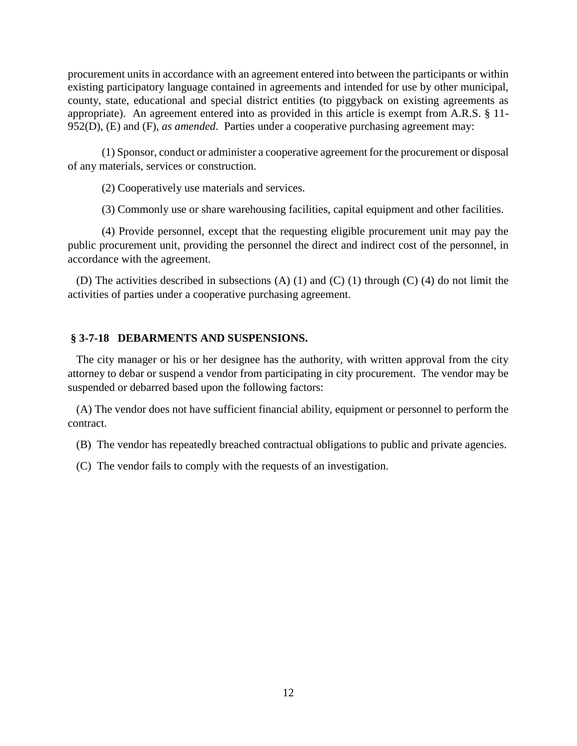procurement units in accordance with an agreement entered into between the participants or within existing participatory language contained in agreements and intended for use by other municipal, county, state, educational and special district entities (to piggyback on existing agreements as appropriate). An agreement entered into as provided in this article is exempt from A.R.S. § 11-952(D), (E) and (F), *as amended*. Parties under a cooperative purchasing agreement may:

(1) Sponsor, conduct or administer a cooperative agreement for the procurement or disposal of any materials, services or construction.

(2) Cooperatively use materials and services.

(3) Commonly use or share warehousing facilities, capital equipment and other facilities.

(4) Provide personnel, except that the requesting eligible procurement unit may pay the public procurement unit, providing the personnel the direct and indirect cost of the personnel, in accordance with the agreement.

(D) The activities described in subsections (A) (1) and (C) (1) through (C) (4) do not limit the activities of parties under a cooperative purchasing agreement.

### § 3-7-18 DEBARMENTS AND SUSPENSIONS.

The city manager or his or her designee has the authority, with written approval from the city attorney to debar or suspend a vendor from participating in city procurement. The vendor may be suspended or debarred based upon the following factors:

(A) The vendor does not have sufficient financial ability, equipment or personnel to perform the contract.

(B) The vendor has repeatedly breached contractual obligations to public and private agencies.

(C) The vendor fails to comply with the requests of an investigation.